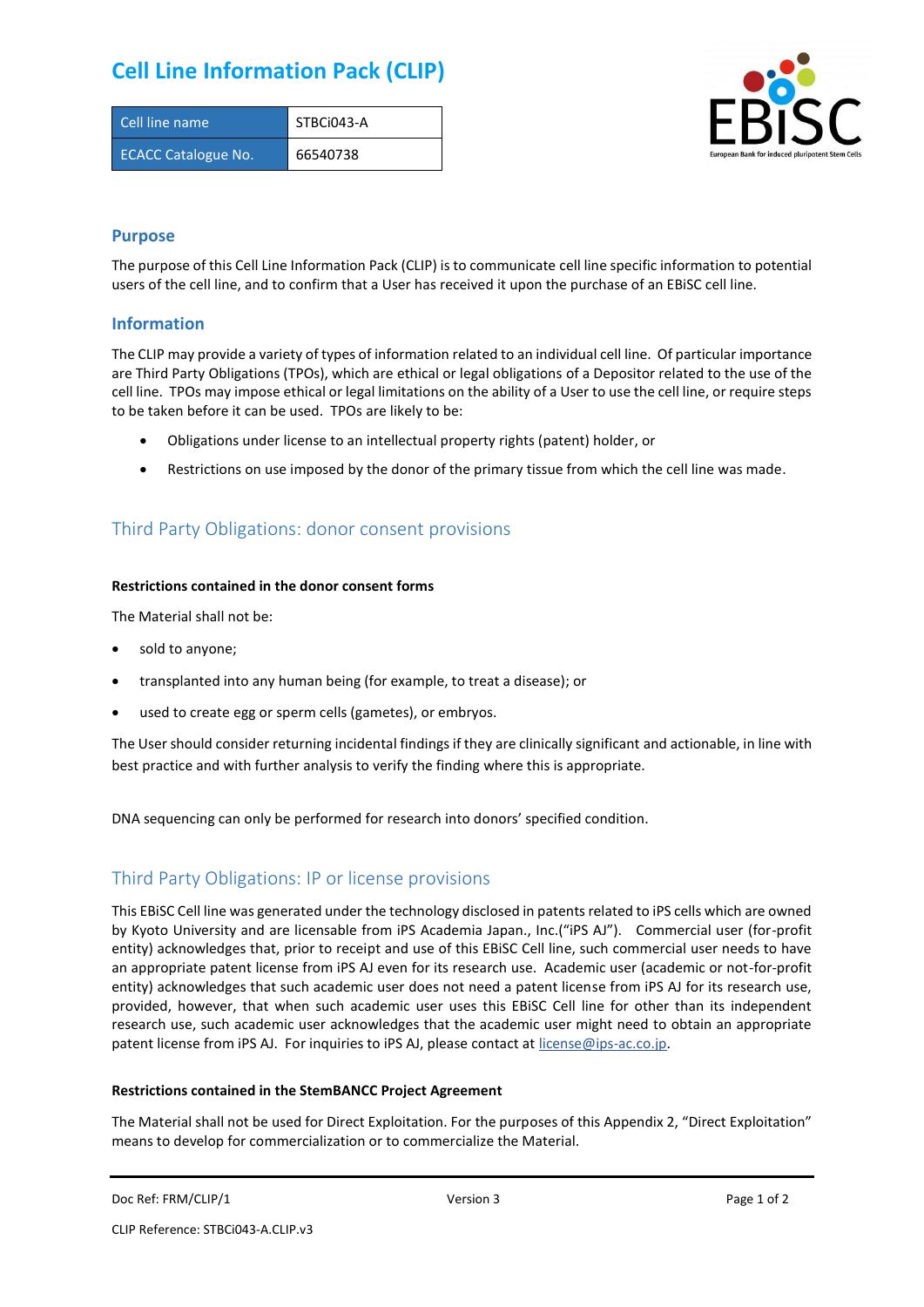# Cell Line Information Pack (CLIP)

| Cell line name | STBCi043-A |
|---|---|
| ECACC Catalogue No. | 66540738 |

## Purpose

The purpose of this Cell Line Information Pack (CLIP) is to communicate cell line specific information to potential users of the cell line, and to confirm that a User has received it upon the purchase of an EBiSC cell line.

## Information

The CLIP may provide a variety of types of information related to an individual cell line. Of particular importance are Third Party Obligations (TPOs), which are ethical or legal obligations of a Depositor related to the use of the cell line. TPOs may impose ethical or legal limitations on the ability of a User to use the cell line, or require steps to be taken before it can be used. TPOs are likely to be:

- Obligations under license to an intellectual property rights (patent) holder, or
- Restrictions on use imposed by the donor of the primary tissue from which the cell line was made.

## Third Party Obligations: donor consent provisions

**Restrictions contained in the donor consent forms**

The Material shall not be:

- sold to anyone;
- transplanted into any human being (for example, to treat a disease); or
- used to create egg or sperm cells (gametes), or embryos.

The User should consider returning incidental findings if they are clinically significant and actionable, in line with best practice and with further analysis to verify the finding where this is appropriate.

DNA sequencing can only be performed for research into donors' specified condition.

## Third Party Obligations: IP or license provisions

This EBiSC Cell line was generated under the technology disclosed in patents related to iPS cells which are owned by Kyoto University and are licensable from iPS Academia Japan., Inc.("iPS AJ"). Commercial user (for-profit entity) acknowledges that, prior to receipt and use of this EBiSC Cell line, such commercial user needs to have an appropriate patent license from iPS AJ even for its research use. Academic user (academic or not-for-profit entity) acknowledges that such academic user does not need a patent license from iPS AJ for its research use, provided, however, that when such academic user uses this EBiSC Cell line for other than its independent research use, such academic user acknowledges that the academic user might need to obtain an appropriate patent license from iPS AJ. For inquiries to iPS AJ, please contact at license@ips-ac.co.jp.

**Restrictions contained in the StemBANCC Project Agreement**

The Material shall not be used for Direct Exploitation. For the purposes of this Appendix 2, "Direct Exploitation" means to develop for commercialization or to commercialize the Material.

Doc Ref: FRM/CLIP/1 Version 3

CLIP Reference: STBCi043-A.CLIP.v3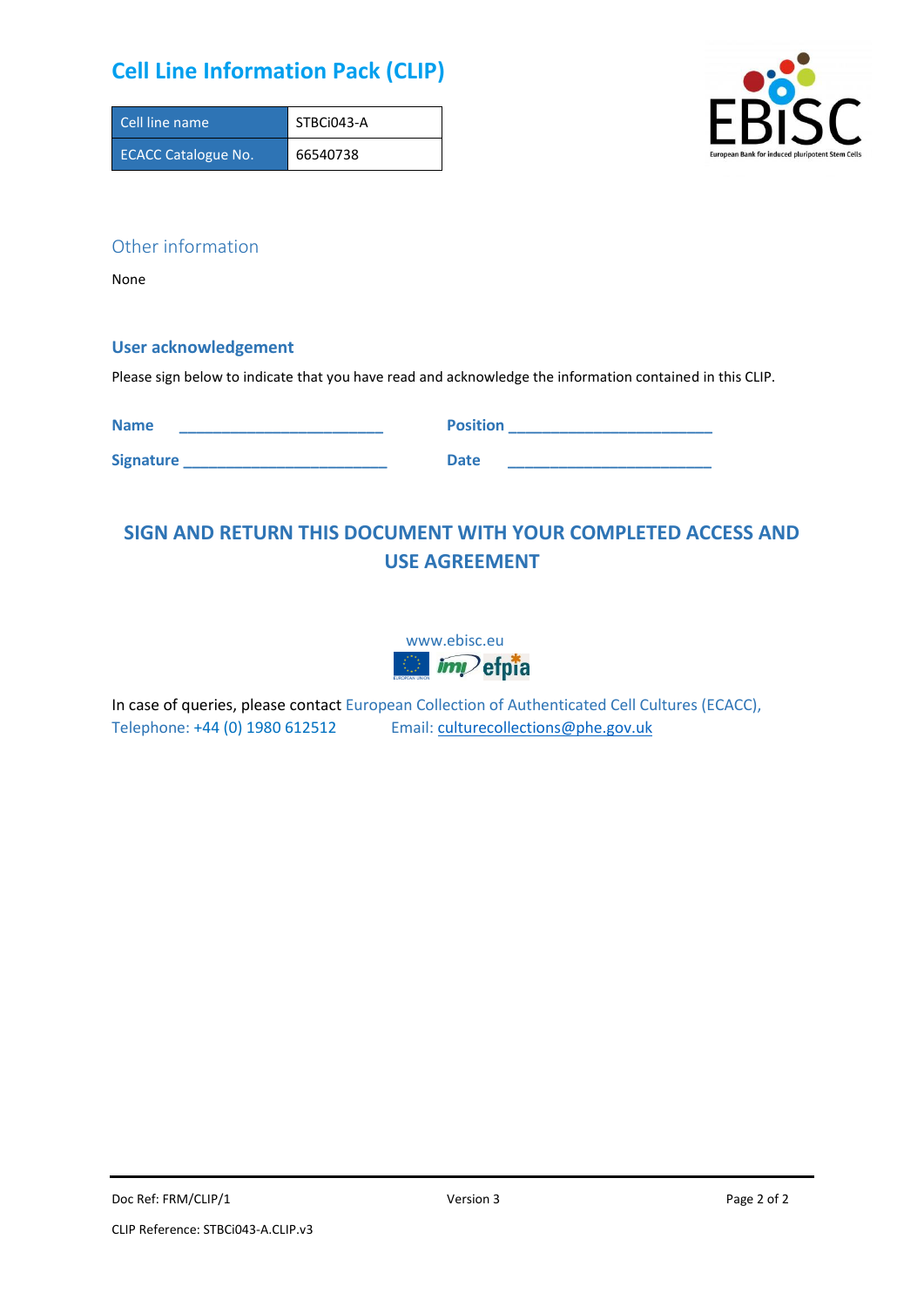# Cell Line Information Pack (CLIP)

| | |
|---|---|
| Cell line name | STBCi043-A |
| ECACC Catalogue No. | 66540738 |

## Other information

None

## User acknowledgement

Please sign below to indicate that you have read and acknowledge the information contained in this CLIP.

**Name** _________________________ **Position** _________________________

**Signature** _________________________ **Date** _________________________

**SIGN AND RETURN THIS DOCUMENT WITH YOUR COMPLETED ACCESS AND USE AGREEMENT**

www.ebisc.eu

In case of queries, please contact European Collection of Authenticated Cell Cultures (ECACC),
Telephone: +44 (0) 1980 612512 Email: culturecollections@phe.gov.uk

Doc Ref: FRM/CLIP/1 Version 3

CLIP Reference: STBCi043-A.CLIP.v3